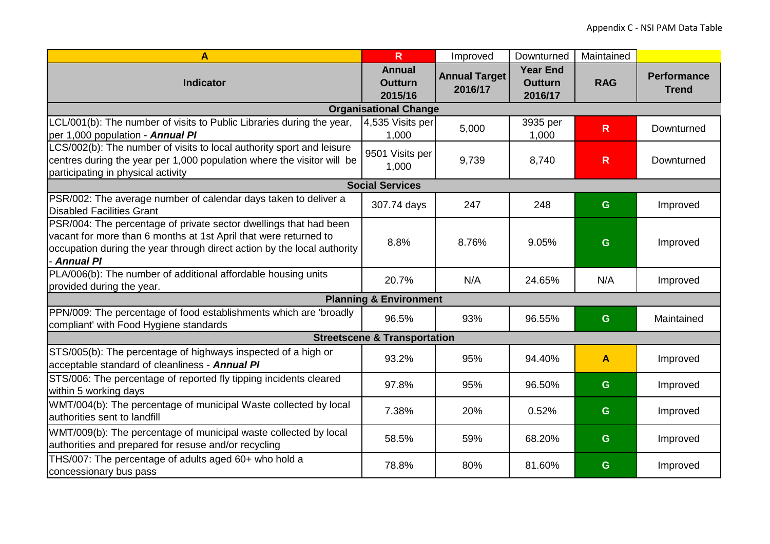Appendix C - NSI PAM Data Table

| A | R | Improved | Downturned | Maintained | |
|---|---|---|---|---|---|
| **Indicator** | **Annual Outturn 2015/16** | **Annual Target 2016/17** | **Year End Outturn 2016/17** | **RAG** | **Performance Trend** |
| **Organisational Change** | | | | | |
| LCL/001(b): The number of visits to Public Libraries during the year, per 1,000 population - ***Annual PI*** | 4,535 Visits per 1,000 | 5,000 | 3935 per 1,000 | R | Downturned |
| LCS/002(b): The number of visits to local authority sport and leisure centres during the year per 1,000 population where the visitor will be participating in physical activity | 9501 Visits per 1,000 | 9,739 | 8,740 | R | Downturned |
| **Social Services** | | | | | |
| PSR/002: The average number of calendar days taken to deliver a Disabled Facilities Grant | 307.74 days | 247 | 248 | G | Improved |
| PSR/004: The percentage of private sector dwellings that had been vacant for more than 6 months at 1st April that were returned to occupation during the year through direct action by the local authority - ***Annual PI*** | 8.8% | 8.76% | 9.05% | G | Improved |
| PLA/006(b): The number of additional affordable housing units provided during the year. | 20.7% | N/A | 24.65% | N/A | Improved |
| **Planning & Environment** | | | | | |
| PPN/009: The percentage of food establishments which are 'broadly compliant' with Food Hygiene standards | 96.5% | 93% | 96.55% | G | Maintained |
| **Streetscene & Transportation** | | | | | |
| STS/005(b): The percentage of highways inspected of a high or acceptable standard of cleanliness - ***Annual PI*** | 93.2% | 95% | 94.40% | A | Improved |
| STS/006: The percentage of reported fly tipping incidents cleared within 5 working days | 97.8% | 95% | 96.50% | G | Improved |
| WMT/004(b): The percentage of municipal Waste collected by local authorities sent to landfill | 7.38% | 20% | 0.52% | G | Improved |
| WMT/009(b): The percentage of municipal waste collected by local authorities and prepared for resuse and/or recycling | 58.5% | 59% | 68.20% | G | Improved |
| THS/007: The percentage of adults aged 60+ who hold a concessionary bus pass | 78.8% | 80% | 81.60% | G | Improved |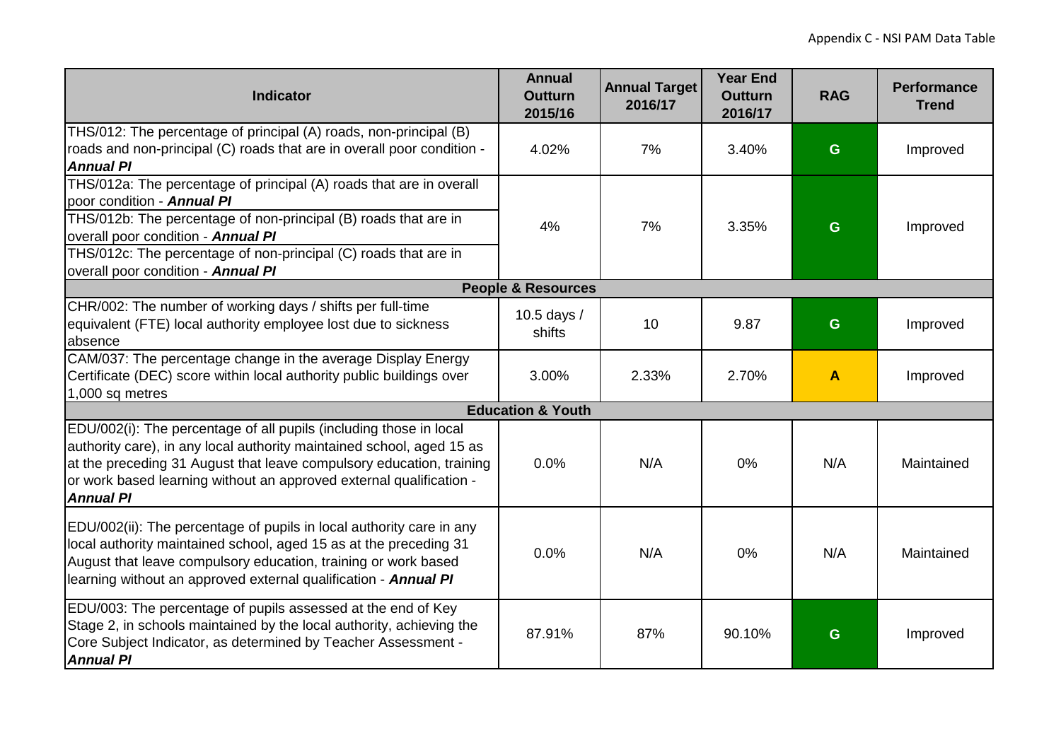| Indicator | Annual Outturn 2015/16 | Annual Target 2016/17 | Year End Outturn 2016/17 | RAG | Performance Trend |
|---|---|---|---|---|---|
| THS/012: The percentage of principal (A) roads, non-principal (B) roads and non-principal (C) roads that are in overall poor condition - ***Annual PI*** | 4.02% | 7% | 3.40% | G | Improved |
| THS/012a: The percentage of principal (A) roads that are in overall poor condition - ***Annual PI***<br>THS/012b: The percentage of non-principal (B) roads that are in overall poor condition - ***Annual PI***<br>THS/012c: The percentage of non-principal (C) roads that are in overall poor condition - ***Annual PI*** | 4% | 7% | 3.35% | G | Improved |
| **People & Resources** | | | | | |
| CHR/002: The number of working days / shifts per full-time equivalent (FTE) local authority employee lost due to sickness absence | 10.5 days / shifts | 10 | 9.87 | G | Improved |
| CAM/037: The percentage change in the average Display Energy Certificate (DEC) score within local authority public buildings over 1,000 sq metres | 3.00% | 2.33% | 2.70% | A | Improved |
| **Education & Youth** | | | | | |
| EDU/002(i): The percentage of all pupils (including those in local authority care), in any local authority maintained school, aged 15 as at the preceding 31 August that leave compulsory education, training or work based learning without an approved external qualification - ***Annual PI*** | 0.0% | N/A | 0% | N/A | Maintained |
| EDU/002(ii): The percentage of pupils in local authority care in any local authority maintained school, aged 15 as at the preceding 31 August that leave compulsory education, training or work based learning without an approved external qualification - ***Annual PI*** | 0.0% | N/A | 0% | N/A | Maintained |
| EDU/003: The percentage of pupils assessed at the end of Key Stage 2, in schools maintained by the local authority, achieving the Core Subject Indicator, as determined by Teacher Assessment - ***Annual PI*** | 87.91% | 87% | 90.10% | G | Improved |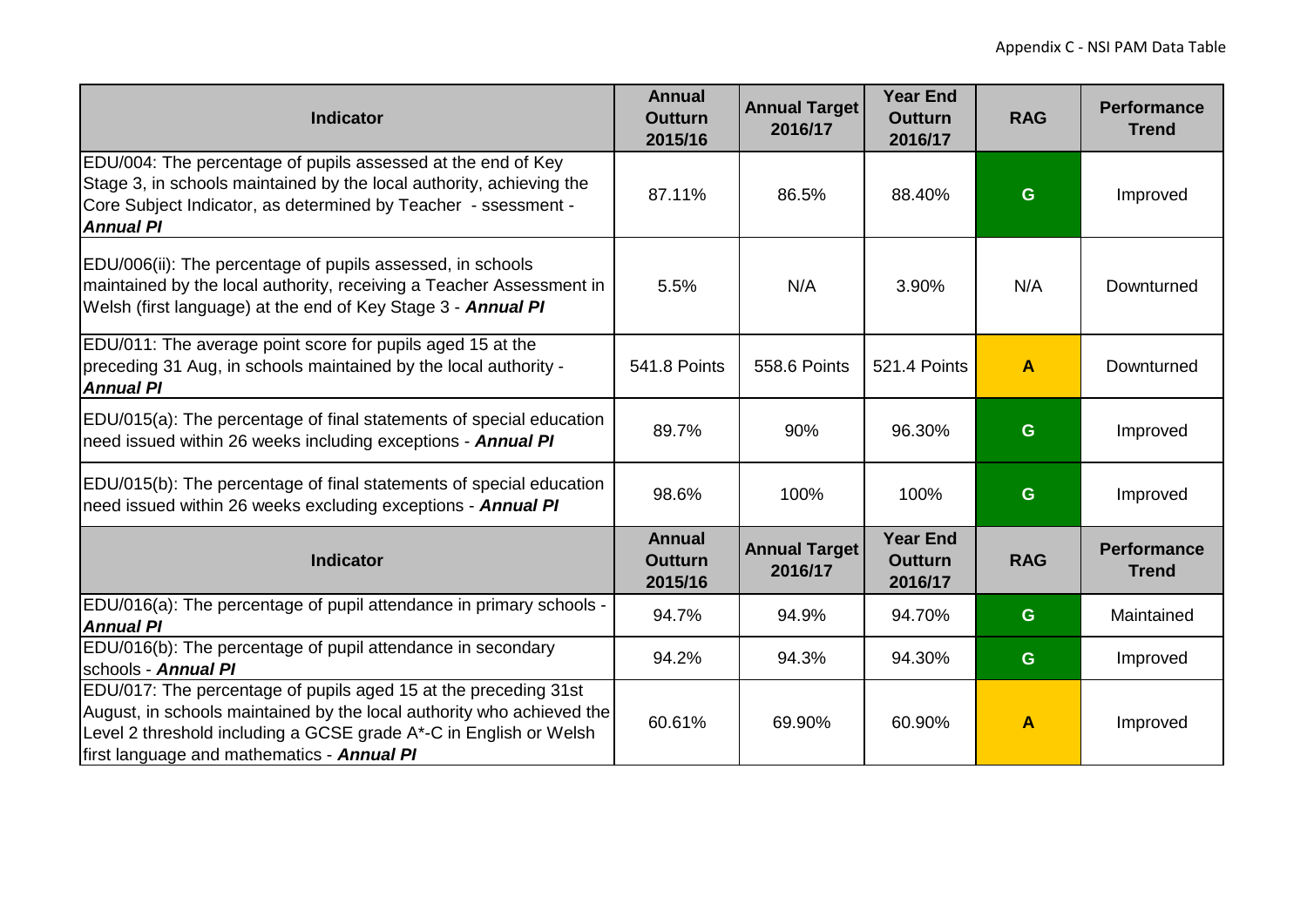| Indicator | Annual Outturn 2015/16 | Annual Target 2016/17 | Year End Outturn 2016/17 | RAG | Performance Trend |
|---|---|---|---|---|---|
| EDU/004: The percentage of pupils assessed at the end of Key Stage 3, in schools maintained by the local authority, achieving the Core Subject Indicator, as determined by Teacher - ssessment - ***Annual PI*** | 87.11% | 86.5% | 88.40% | G | Improved |
| EDU/006(ii): The percentage of pupils assessed, in schools maintained by the local authority, receiving a Teacher Assessment in Welsh (first language) at the end of Key Stage 3 - ***Annual PI*** | 5.5% | N/A | 3.90% | N/A | Downturned |
| EDU/011: The average point score for pupils aged 15 at the preceding 31 Aug, in schools maintained by the local authority - ***Annual PI*** | 541.8 Points | 558.6 Points | 521.4 Points | A | Downturned |
| EDU/015(a): The percentage of final statements of special education need issued within 26 weeks including exceptions - ***Annual PI*** | 89.7% | 90% | 96.30% | G | Improved |
| EDU/015(b): The percentage of final statements of special education need issued within 26 weeks excluding exceptions - ***Annual PI*** | 98.6% | 100% | 100% | G | Improved |
| **Indicator** | **Annual Outturn 2015/16** | **Annual Target 2016/17** | **Year End Outturn 2016/17** | **RAG** | **Performance Trend** |
| EDU/016(a): The percentage of pupil attendance in primary schools - ***Annual PI*** | 94.7% | 94.9% | 94.70% | G | Maintained |
| EDU/016(b): The percentage of pupil attendance in secondary schools - ***Annual PI*** | 94.2% | 94.3% | 94.30% | G | Improved |
| EDU/017: The percentage of pupils aged 15 at the preceding 31st August, in schools maintained by the local authority who achieved the Level 2 threshold including a GCSE grade A*-C in English or Welsh first language and mathematics - ***Annual PI*** | 60.61% | 69.90% | 60.90% | A | Improved |